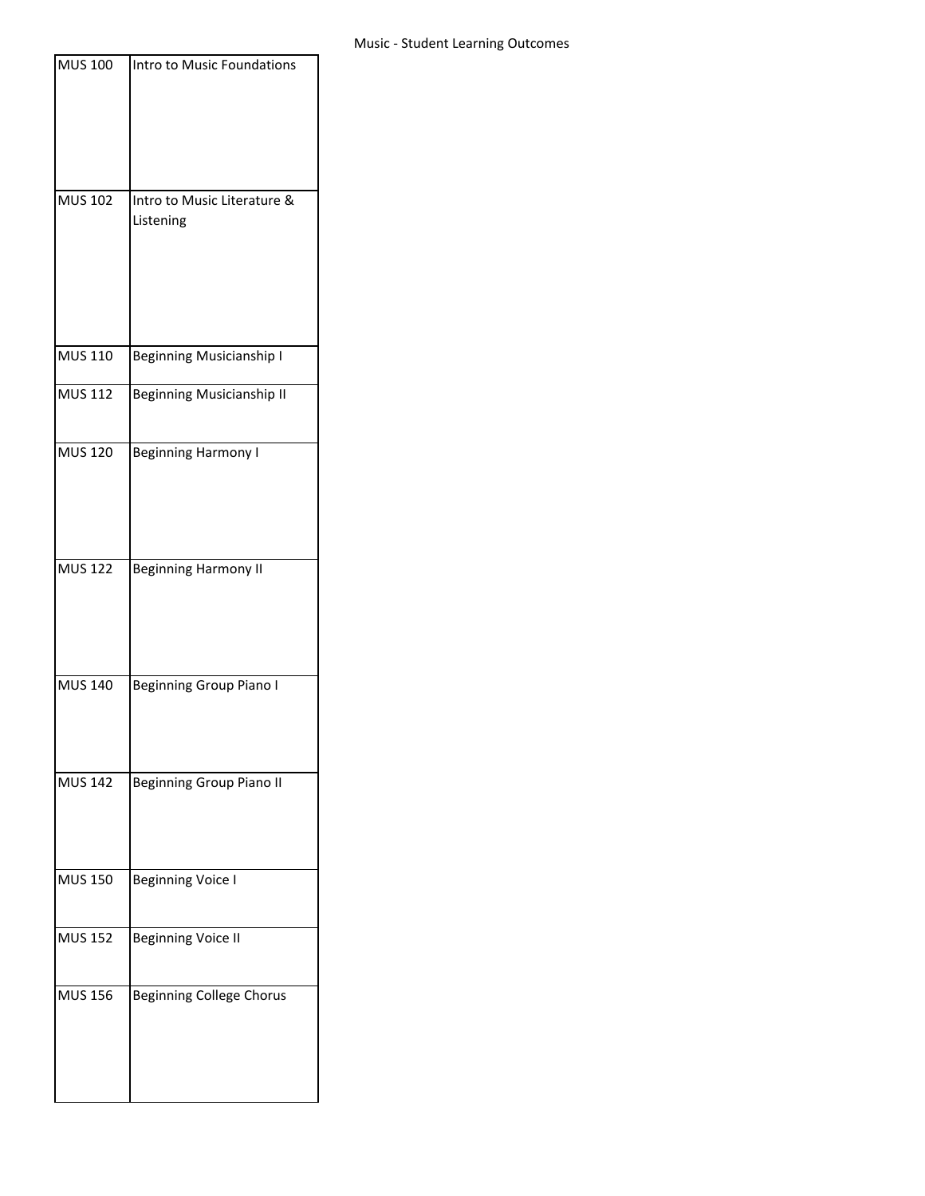Music - Student Learning Outcomes

| MUS 100 | Intro to Music Foundations |
|---|---|
| MUS 102 | Intro to Music Literature & Listening |
| MUS 110 | Beginning Musicianship I |
| MUS 112 | Beginning Musicianship II |
| MUS 120 | Beginning Harmony I |
| MUS 122 | Beginning Harmony II |
| MUS 140 | Beginning Group Piano I |
| MUS 142 | Beginning Group Piano II |
| MUS 150 | Beginning Voice I |
| MUS 152 | Beginning Voice II |
| MUS 156 | Beginning College Chorus |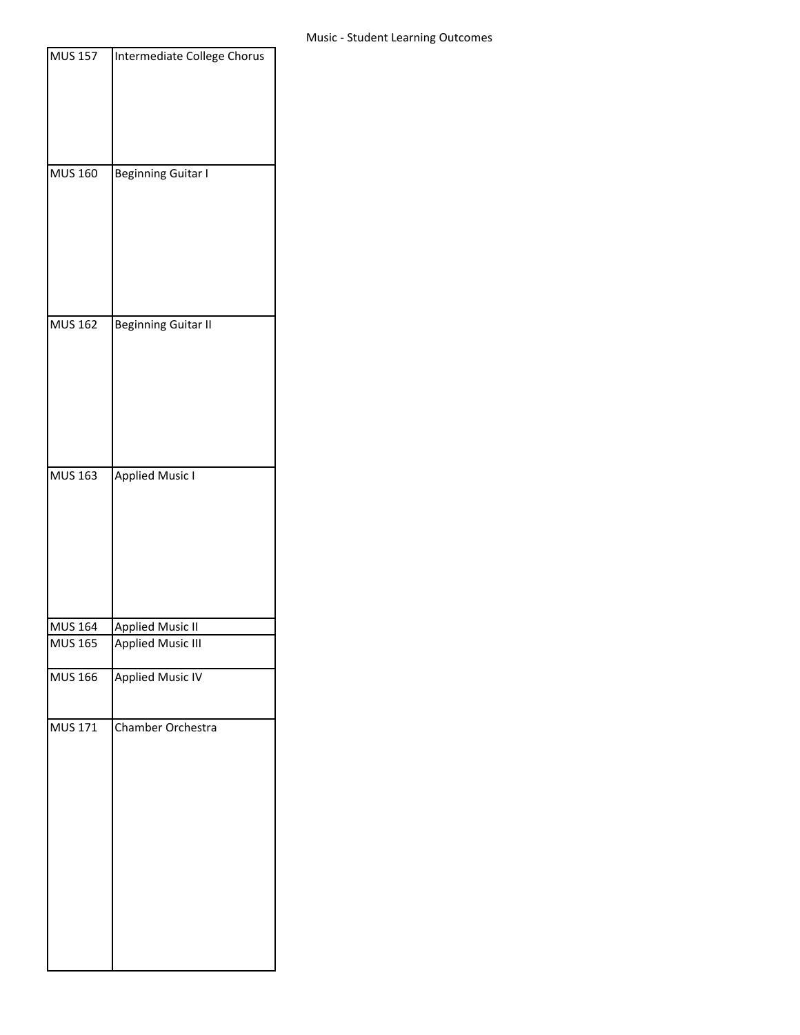| | |
|---|---|
| MUS 157 | Intermediate College Chorus |
| MUS 160 | Beginning Guitar I |
| MUS 162 | Beginning Guitar II |
| MUS 163 | Applied Music I |
| MUS 164 | Applied Music II |
| MUS 165 | Applied Music III |
| MUS 166 | Applied Music IV |
| MUS 171 | Chamber Orchestra |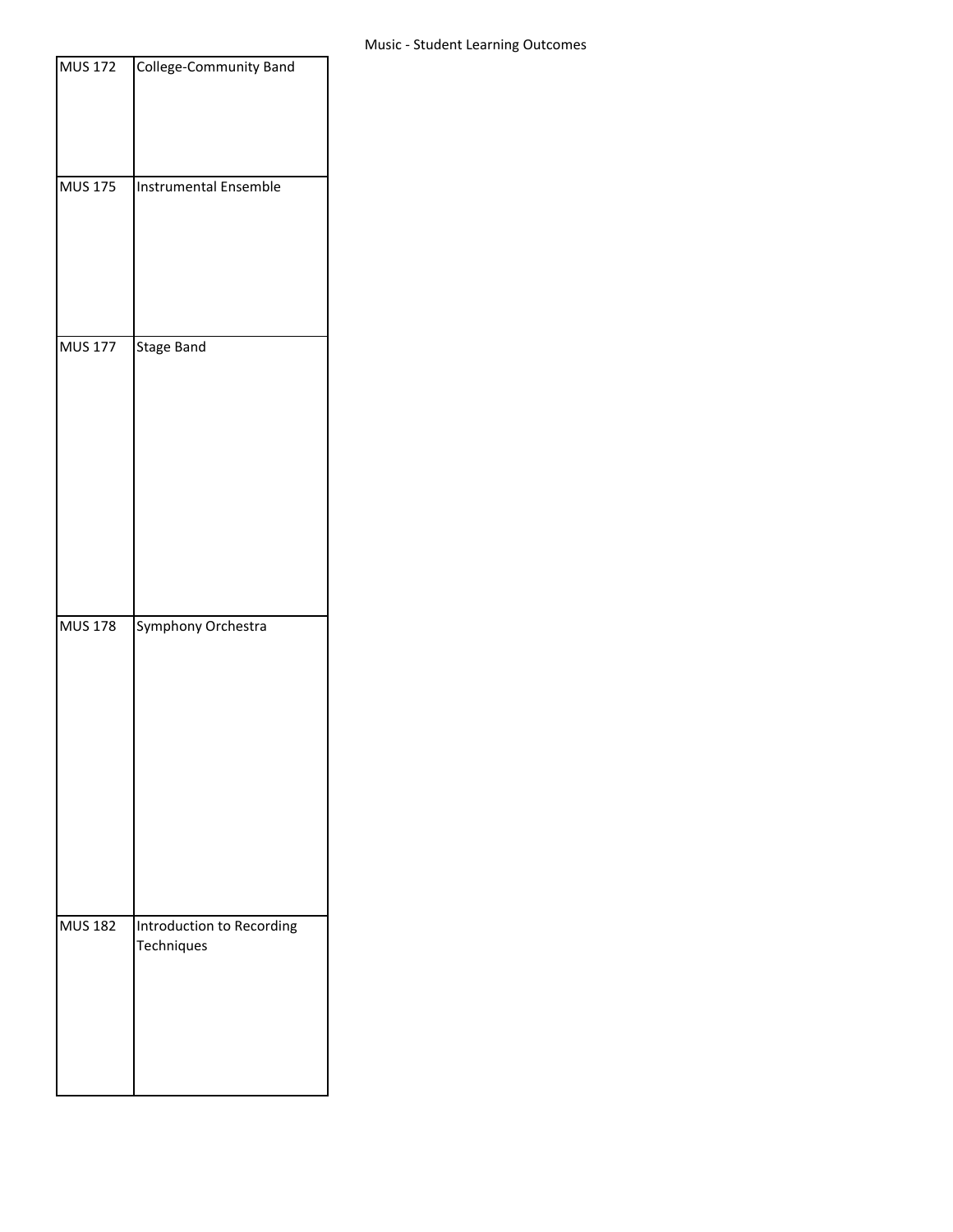| | |
|---|---|
| MUS 172 | College-Community Band |
| MUS 175 | Instrumental Ensemble |
| MUS 177 | Stage Band |
| MUS 178 | Symphony Orchestra |
| MUS 182 | Introduction to Recording Techniques |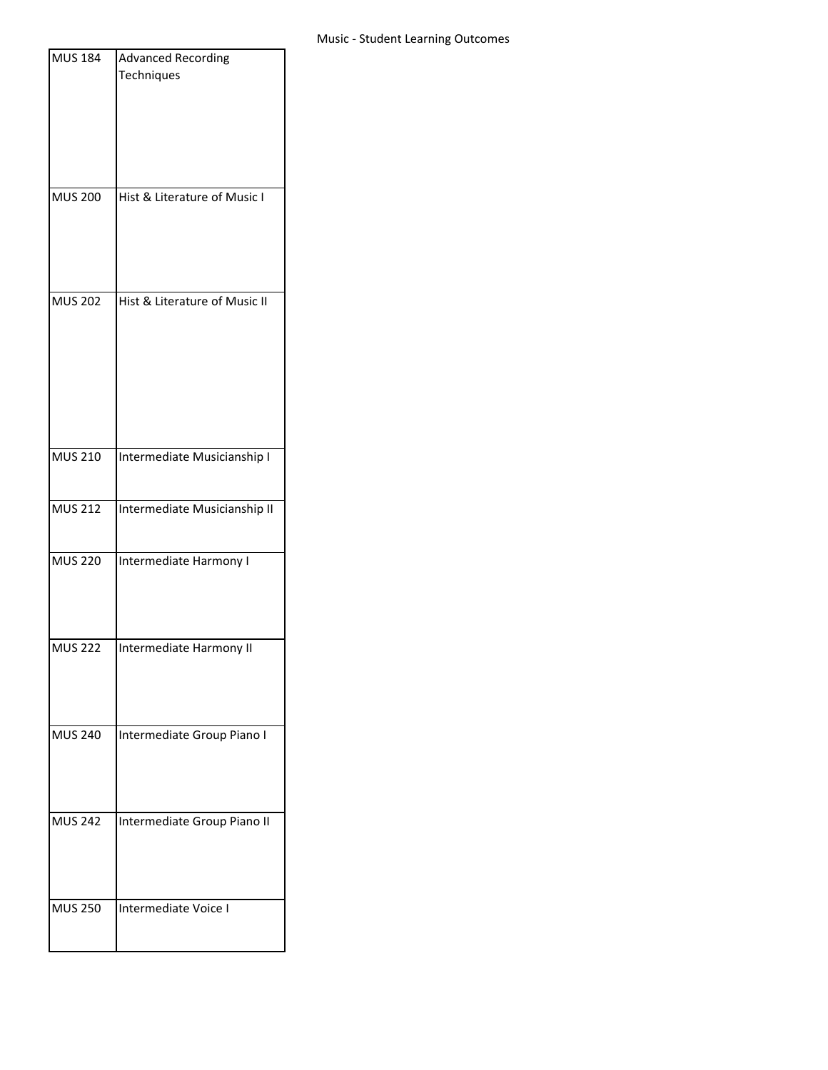| MUS 184 | Advanced Recording Techniques |
|---|---|
| MUS 200 | Hist & Literature of Music I |
| MUS 202 | Hist & Literature of Music II |
| MUS 210 | Intermediate Musicianship I |
| MUS 212 | Intermediate Musicianship II |
| MUS 220 | Intermediate Harmony I |
| MUS 222 | Intermediate Harmony II |
| MUS 240 | Intermediate Group Piano I |
| MUS 242 | Intermediate Group Piano II |
| MUS 250 | Intermediate Voice I |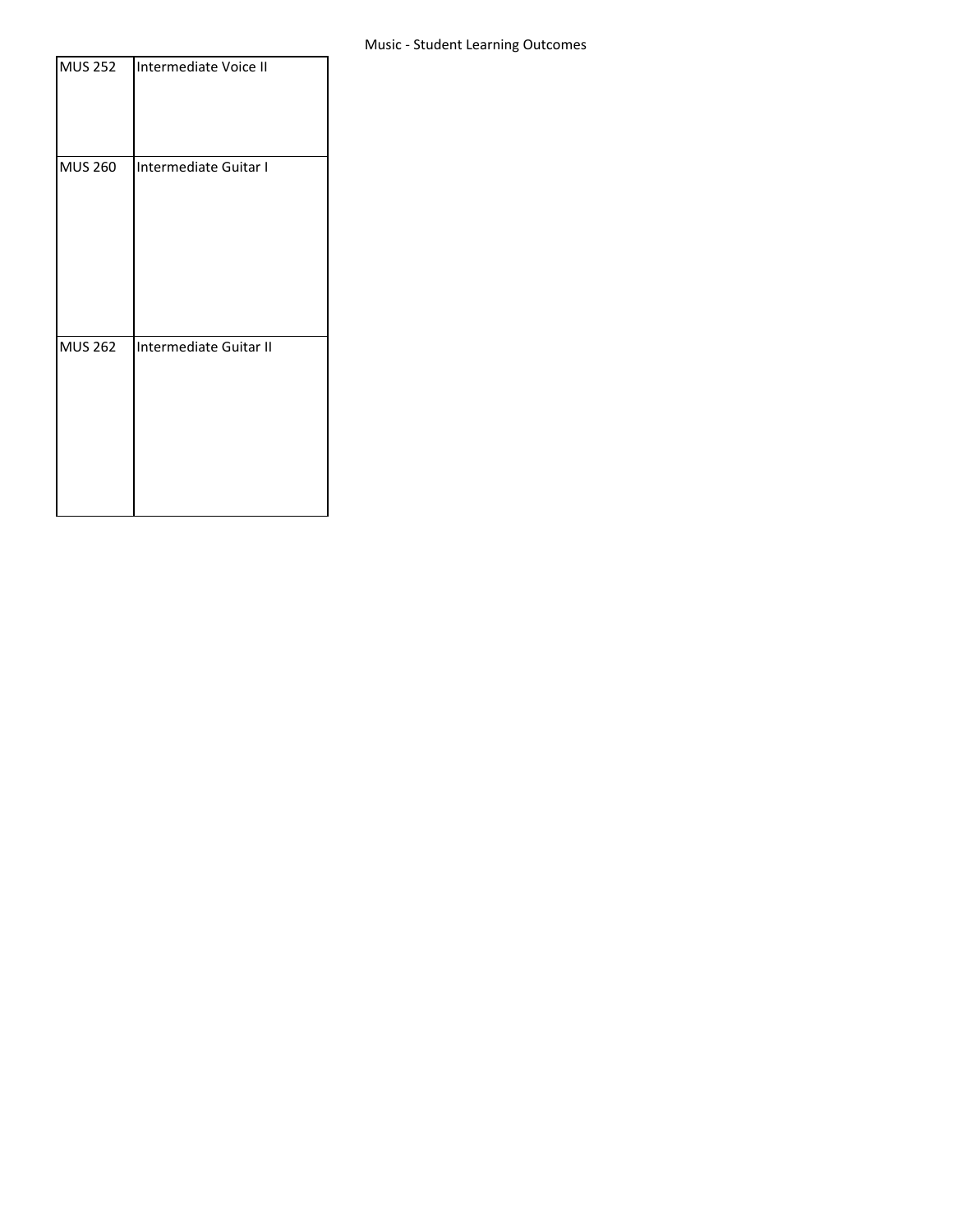| MUS 252 | Intermediate Voice II |
|---|---|
| MUS 260 | Intermediate Guitar I |
| MUS 262 | Intermediate Guitar II |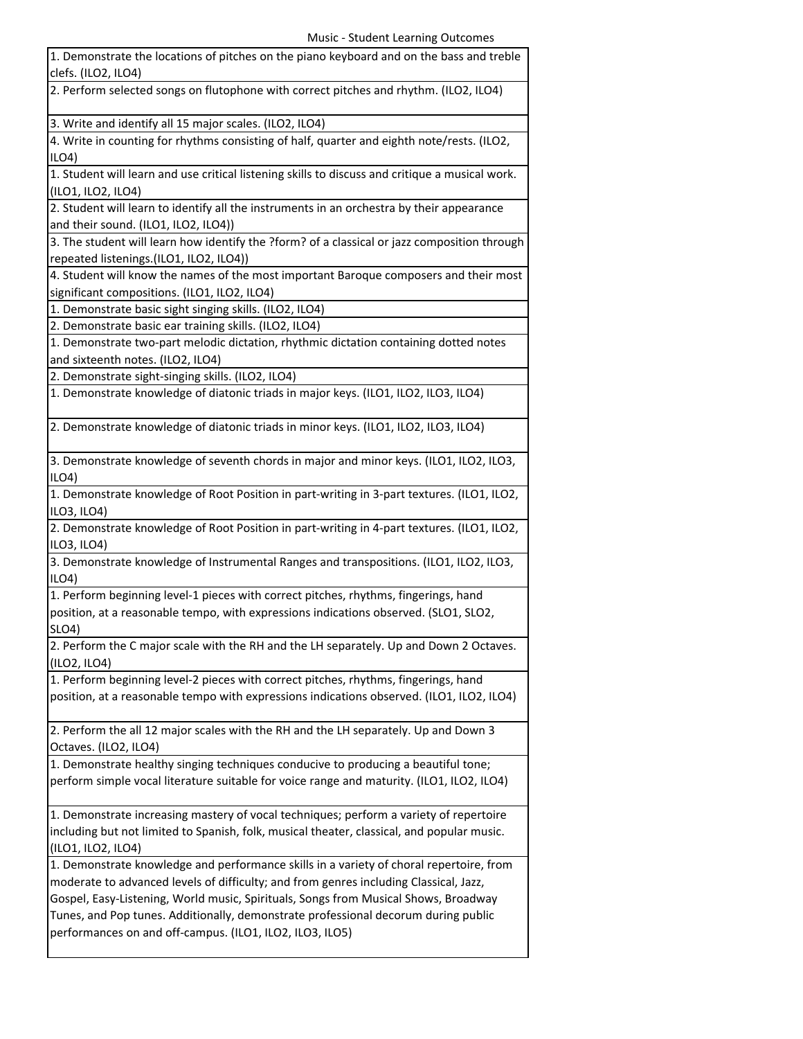Music - Student Learning Outcomes

| |
|---|
| 1. Demonstrate the locations of pitches on the piano keyboard and on the bass and treble clefs. (ILO2, ILO4) |
| 2. Perform selected songs on flutophone with correct pitches and rhythm. (ILO2, ILO4) |
| 3. Write and identify all 15 major scales. (ILO2, ILO4) |
| 4. Write in counting for rhythms consisting of half, quarter and eighth note/rests. (ILO2, ILO4) |
| 1. Student will learn and use critical listening skills to discuss and critique a musical work. (ILO1, ILO2, ILO4) |
| 2. Student will learn to identify all the instruments in an orchestra by their appearance and their sound. (ILO1, ILO2, ILO4)) |
| 3. The student will learn how identify the ?form? of a classical or jazz composition through repeated listenings.(ILO1, ILO2, ILO4)) |
| 4. Student will know the names of the most important Baroque composers and their most significant compositions. (ILO1, ILO2, ILO4) |
| 1. Demonstrate basic sight singing skills. (ILO2, ILO4) |
| 2. Demonstrate basic ear training skills. (ILO2, ILO4) |
| 1. Demonstrate two-part melodic dictation, rhythmic dictation containing dotted notes and sixteenth notes. (ILO2, ILO4) |
| 2. Demonstrate sight-singing skills. (ILO2, ILO4) |
| 1. Demonstrate knowledge of diatonic triads in major keys. (ILO1, ILO2, ILO3, ILO4) |
| 2. Demonstrate knowledge of diatonic triads in minor keys. (ILO1, ILO2, ILO3, ILO4) |
| 3. Demonstrate knowledge of seventh chords in major and minor keys. (ILO1, ILO2, ILO3, ILO4) |
| 1. Demonstrate knowledge of Root Position in part-writing in 3-part textures. (ILO1, ILO2, ILO3, ILO4) |
| 2. Demonstrate knowledge of Root Position in part-writing in 4-part textures. (ILO1, ILO2, ILO3, ILO4) |
| 3. Demonstrate knowledge of Instrumental Ranges and transpositions. (ILO1, ILO2, ILO3, ILO4) |
| 1. Perform beginning level-1 pieces with correct pitches, rhythms, fingerings, hand position, at a reasonable tempo, with expressions indications observed. (SLO1, SLO2, SLO4) |
| 2. Perform the C major scale with the RH and the LH separately. Up and Down 2 Octaves. (ILO2, ILO4) |
| 1. Perform beginning level-2 pieces with correct pitches, rhythms, fingerings, hand position, at a reasonable tempo with expressions indications observed. (ILO1, ILO2, ILO4) |
| 2. Perform the all 12 major scales with the RH and the LH separately. Up and Down 3 Octaves. (ILO2, ILO4) |
| 1. Demonstrate healthy singing techniques conducive to producing a beautiful tone; perform simple vocal literature suitable for voice range and maturity. (ILO1, ILO2, ILO4) |
| 1. Demonstrate increasing mastery of vocal techniques; perform a variety of repertoire including but not limited to Spanish, folk, musical theater, classical, and popular music. (ILO1, ILO2, ILO4) |
| 1. Demonstrate knowledge and performance skills in a variety of choral repertoire, from moderate to advanced levels of difficulty; and from genres including Classical, Jazz, Gospel, Easy-Listening, World music, Spirituals, Songs from Musical Shows, Broadway Tunes, and Pop tunes. Additionally, demonstrate professional decorum during public performances on and off-campus. (ILO1, ILO2, ILO3, ILO5) |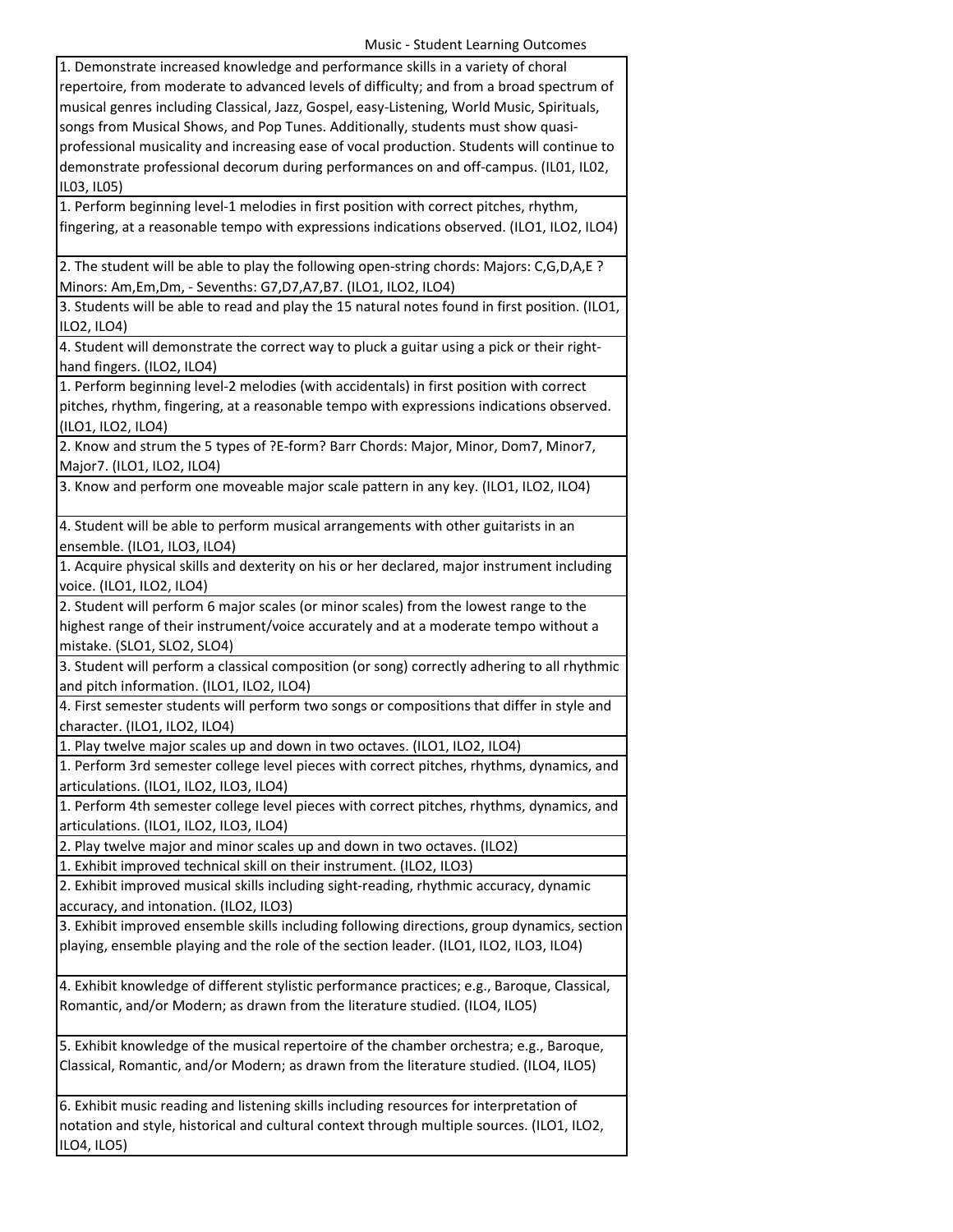Music - Student Learning Outcomes

| |
|---|
| 1. Demonstrate increased knowledge and performance skills in a variety of choral repertoire, from moderate to advanced levels of difficulty; and from a broad spectrum of musical genres including Classical, Jazz, Gospel, easy-Listening, World Music, Spirituals, songs from Musical Shows, and Pop Tunes. Additionally, students must show quasi-professional musicality and increasing ease of vocal production. Students will continue to demonstrate professional decorum during performances on and off-campus. (IL01, IL02, IL03, IL05) |
| 1. Perform beginning level-1 melodies in first position with correct pitches, rhythm, fingering, at a reasonable tempo with expressions indications observed. (ILO1, ILO2, ILO4) |
| 2. The student will be able to play the following open-string chords: Majors: C,G,D,A,E ? Minors: Am,Em,Dm, - Sevenths: G7,D7,A7,B7. (ILO1, ILO2, ILO4) |
| 3. Students will be able to read and play the 15 natural notes found in first position. (ILO1, ILO2, ILO4) |
| 4. Student will demonstrate the correct way to pluck a guitar using a pick or their right-hand fingers. (ILO2, ILO4) |
| 1. Perform beginning level-2 melodies (with accidentals) in first position with correct pitches, rhythm, fingering, at a reasonable tempo with expressions indications observed. (ILO1, ILO2, ILO4) |
| 2. Know and strum the 5 types of ?E-form? Barr Chords: Major, Minor, Dom7, Minor7, Major7. (ILO1, ILO2, ILO4) |
| 3. Know and perform one moveable major scale pattern in any key. (ILO1, ILO2, ILO4) |
| 4. Student will be able to perform musical arrangements with other guitarists in an ensemble. (ILO1, ILO3, ILO4) |
| 1. Acquire physical skills and dexterity on his or her declared, major instrument including voice. (ILO1, ILO2, ILO4) |
| 2. Student will perform 6 major scales (or minor scales) from the lowest range to the highest range of their instrument/voice accurately and at a moderate tempo without a mistake. (SLO1, SLO2, SLO4) |
| 3. Student will perform a classical composition (or song) correctly adhering to all rhythmic and pitch information. (ILO1, ILO2, ILO4) |
| 4. First semester students will perform two songs or compositions that differ in style and character. (ILO1, ILO2, ILO4) |
| 1. Play twelve major scales up and down in two octaves. (ILO1, ILO2, ILO4) |
| 1. Perform 3rd semester college level pieces with correct pitches, rhythms, dynamics, and articulations. (ILO1, ILO2, ILO3, ILO4) |
| 1. Perform 4th semester college level pieces with correct pitches, rhythms, dynamics, and articulations. (ILO1, ILO2, ILO3, ILO4) |
| 2. Play twelve major and minor scales up and down in two octaves. (ILO2) |
| 1. Exhibit improved technical skill on their instrument. (ILO2, ILO3) |
| 2. Exhibit improved musical skills including sight-reading, rhythmic accuracy, dynamic accuracy, and intonation. (ILO2, ILO3) |
| 3. Exhibit improved ensemble skills including following directions, group dynamics, section playing, ensemble playing and the role of the section leader. (ILO1, ILO2, ILO3, ILO4) |
| 4. Exhibit knowledge of different stylistic performance practices; e.g., Baroque, Classical, Romantic, and/or Modern; as drawn from the literature studied. (ILO4, ILO5) |
| 5. Exhibit knowledge of the musical repertoire of the chamber orchestra; e.g., Baroque, Classical, Romantic, and/or Modern; as drawn from the literature studied. (ILO4, ILO5) |
| 6. Exhibit music reading and listening skills including resources for interpretation of notation and style, historical and cultural context through multiple sources. (ILO1, ILO2, ILO4, ILO5) |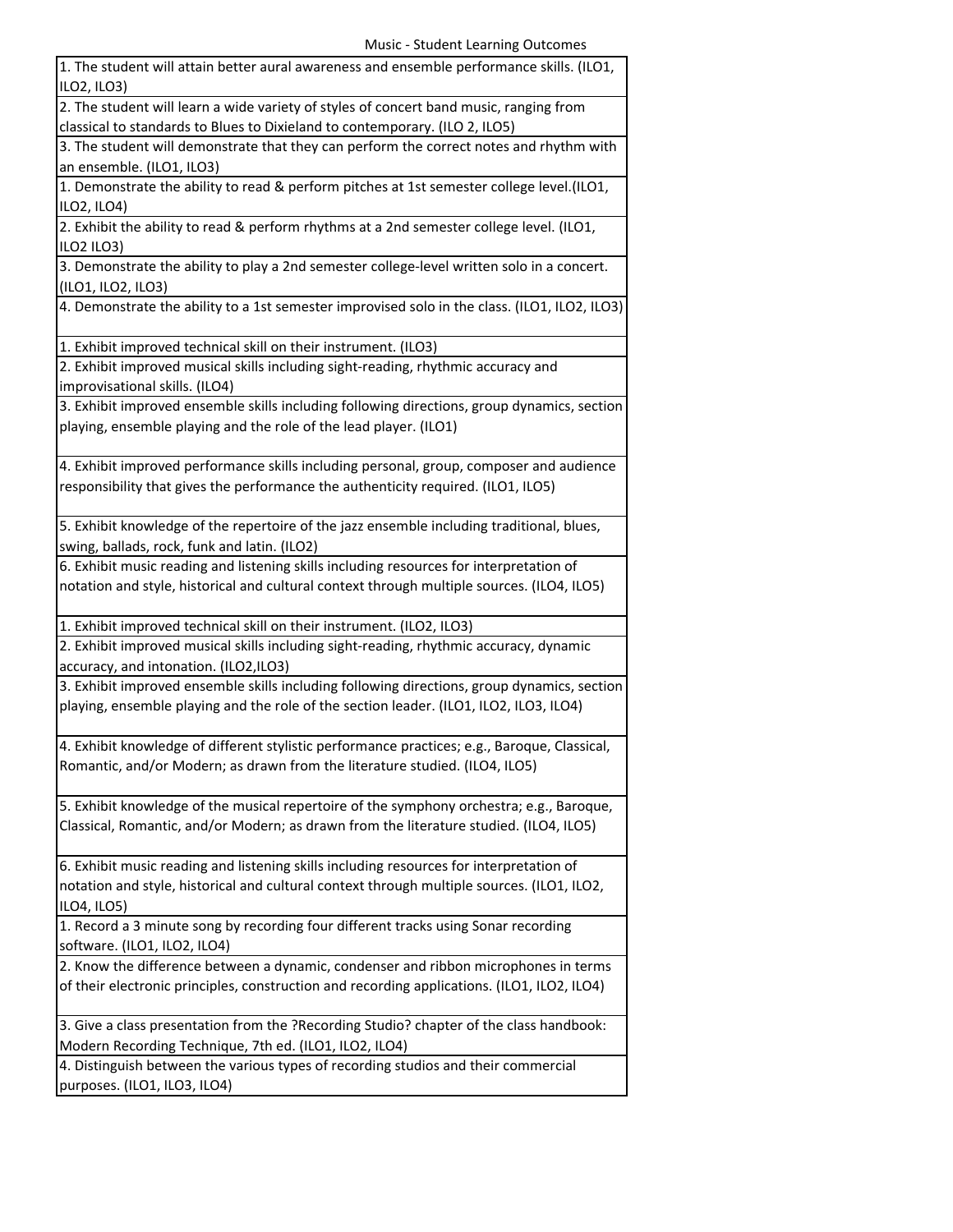Music - Student Learning Outcomes

| |
|---|
| 1. The student will attain better aural awareness and ensemble performance skills. (ILO1, ILO2, ILO3) |
| 2. The student will learn a wide variety of styles of concert band music, ranging from classical to standards to Blues to Dixieland to contemporary. (ILO 2, ILO5) |
| 3. The student will demonstrate that they can perform the correct notes and rhythm with an ensemble. (ILO1, ILO3) |
| 1. Demonstrate the ability to read & perform pitches at 1st semester college level.(ILO1, ILO2, ILO4) |
| 2. Exhibit the ability to read & perform rhythms at a 2nd semester college level. (ILO1, ILO2 ILO3) |
| 3. Demonstrate the ability to play a 2nd semester college-level written solo in a concert. (ILO1, ILO2, ILO3) |
| 4. Demonstrate the ability to a 1st semester improvised solo in the class. (ILO1, ILO2, ILO3) |
| 1. Exhibit improved technical skill on their instrument. (ILO3) |
| 2. Exhibit improved musical skills including sight-reading, rhythmic accuracy and improvisational skills. (ILO4) |
| 3. Exhibit improved ensemble skills including following directions, group dynamics, section playing, ensemble playing and the role of the lead player. (ILO1) |
| 4. Exhibit improved performance skills including personal, group, composer and audience responsibility that gives the performance the authenticity required. (ILO1, ILO5) |
| 5. Exhibit knowledge of the repertoire of the jazz ensemble including traditional, blues, swing, ballads, rock, funk and latin. (ILO2) |
| 6. Exhibit music reading and listening skills including resources for interpretation of notation and style, historical and cultural context through multiple sources. (ILO4, ILO5) |
| 1. Exhibit improved technical skill on their instrument. (ILO2, ILO3) |
| 2. Exhibit improved musical skills including sight-reading, rhythmic accuracy, dynamic accuracy, and intonation. (ILO2,ILO3) |
| 3. Exhibit improved ensemble skills including following directions, group dynamics, section playing, ensemble playing and the role of the section leader. (ILO1, ILO2, ILO3, ILO4) |
| 4. Exhibit knowledge of different stylistic performance practices; e.g., Baroque, Classical, Romantic, and/or Modern; as drawn from the literature studied. (ILO4, ILO5) |
| 5. Exhibit knowledge of the musical repertoire of the symphony orchestra; e.g., Baroque, Classical, Romantic, and/or Modern; as drawn from the literature studied. (ILO4, ILO5) |
| 6. Exhibit music reading and listening skills including resources for interpretation of notation and style, historical and cultural context through multiple sources. (ILO1, ILO2, ILO4, ILO5) |
| 1. Record a 3 minute song by recording four different tracks using Sonar recording software. (ILO1, ILO2, ILO4) |
| 2. Know the difference between a dynamic, condenser and ribbon microphones in terms of their electronic principles, construction and recording applications. (ILO1, ILO2, ILO4) |
| 3. Give a class presentation from the ?Recording Studio? chapter of the class handbook: Modern Recording Technique, 7th ed. (ILO1, ILO2, ILO4) |
| 4. Distinguish between the various types of recording studios and their commercial purposes. (ILO1, ILO3, ILO4) |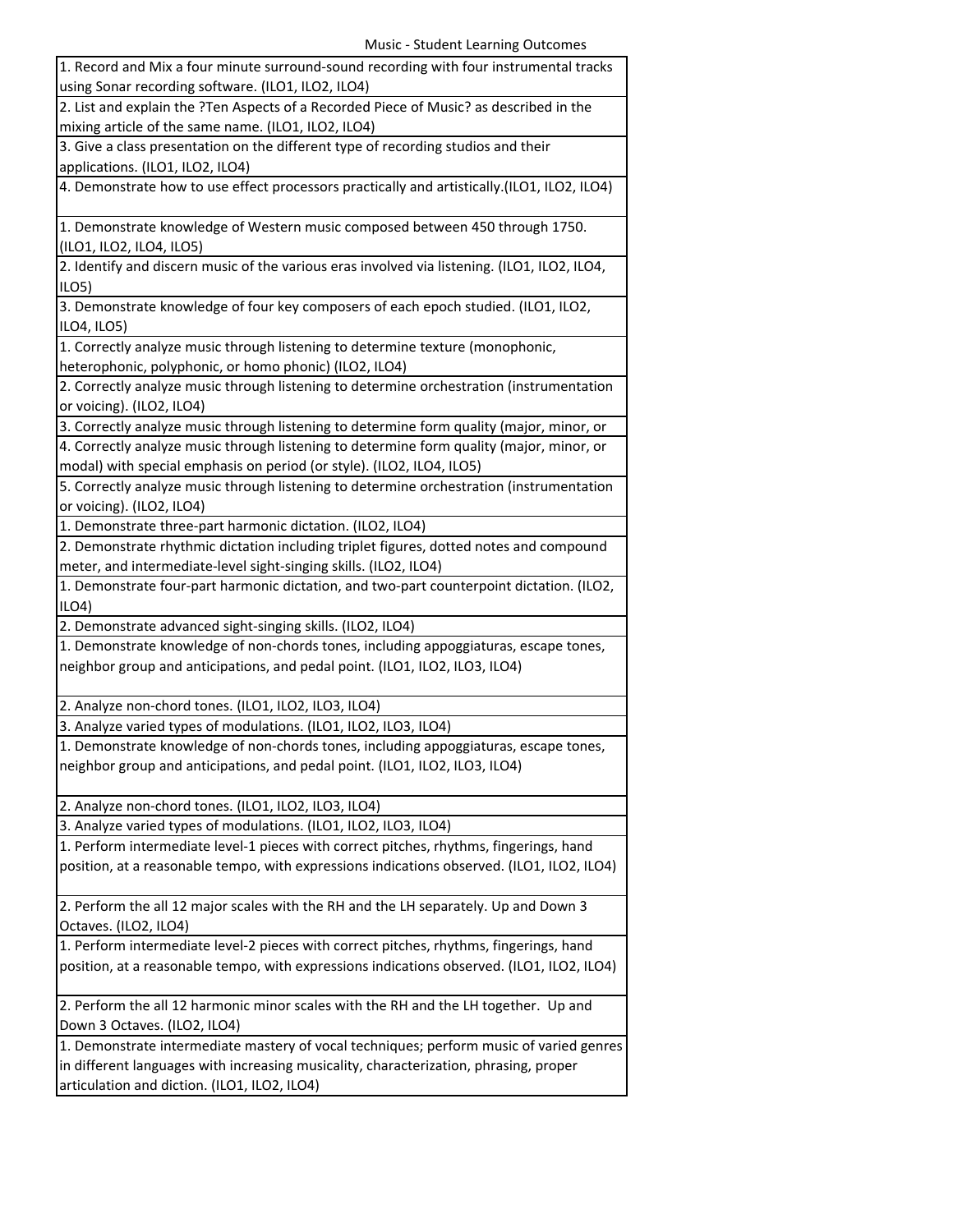Music - Student Learning Outcomes

| |
|---|
| 1. Record and Mix a four minute surround-sound recording with four instrumental tracks using Sonar recording software. (ILO1, ILO2, ILO4) |
| 2. List and explain the ?Ten Aspects of a Recorded Piece of Music? as described in the mixing article of the same name. (ILO1, ILO2, ILO4) |
| 3. Give a class presentation on the different type of recording studios and their applications. (ILO1, ILO2, ILO4) |
| 4. Demonstrate how to use effect processors practically and artistically.(ILO1, ILO2, ILO4) |
| 1. Demonstrate knowledge of Western music composed between 450 through 1750. (ILO1, ILO2, ILO4, ILO5) |
| 2. Identify and discern music of the various eras involved via listening. (ILO1, ILO2, ILO4, ILO5) |
| 3. Demonstrate knowledge of four key composers of each epoch studied. (ILO1, ILO2, ILO4, ILO5) |
| 1. Correctly analyze music through listening to determine texture (monophonic, heterophonic, polyphonic, or homo phonic) (ILO2, ILO4) |
| 2. Correctly analyze music through listening to determine orchestration (instrumentation or voicing). (ILO2, ILO4) |
| 3. Correctly analyze music through listening to determine form quality (major, minor, or |
| 4. Correctly analyze music through listening to determine form quality (major, minor, or modal) with special emphasis on period (or style). (ILO2, ILO4, ILO5) |
| 5. Correctly analyze music through listening to determine orchestration (instrumentation or voicing). (ILO2, ILO4) |
| 1. Demonstrate three-part harmonic dictation. (ILO2, ILO4) |
| 2. Demonstrate rhythmic dictation including triplet figures, dotted notes and compound meter, and intermediate-level sight-singing skills. (ILO2, ILO4) |
| 1. Demonstrate four-part harmonic dictation, and two-part counterpoint dictation. (ILO2, ILO4) |
| 2. Demonstrate advanced sight-singing skills. (ILO2, ILO4) |
| 1. Demonstrate knowledge of non-chords tones, including appoggiaturas, escape tones, neighbor group and anticipations, and pedal point. (ILO1, ILO2, ILO3, ILO4) |
| 2. Analyze non-chord tones. (ILO1, ILO2, ILO3, ILO4) |
| 3. Analyze varied types of modulations. (ILO1, ILO2, ILO3, ILO4) |
| 1. Demonstrate knowledge of non-chords tones, including appoggiaturas, escape tones, neighbor group and anticipations, and pedal point. (ILO1, ILO2, ILO3, ILO4) |
| 2. Analyze non-chord tones. (ILO1, ILO2, ILO3, ILO4) |
| 3. Analyze varied types of modulations. (ILO1, ILO2, ILO3, ILO4) |
| 1. Perform intermediate level-1 pieces with correct pitches, rhythms, fingerings, hand position, at a reasonable tempo, with expressions indications observed. (ILO1, ILO2, ILO4) |
| 2. Perform the all 12 major scales with the RH and the LH separately. Up and Down 3 Octaves. (ILO2, ILO4) |
| 1. Perform intermediate level-2 pieces with correct pitches, rhythms, fingerings, hand position, at a reasonable tempo, with expressions indications observed. (ILO1, ILO2, ILO4) |
| 2. Perform the all 12 harmonic minor scales with the RH and the LH together. Up and Down 3 Octaves. (ILO2, ILO4) |
| 1. Demonstrate intermediate mastery of vocal techniques; perform music of varied genres in different languages with increasing musicality, characterization, phrasing, proper articulation and diction. (ILO1, ILO2, ILO4) |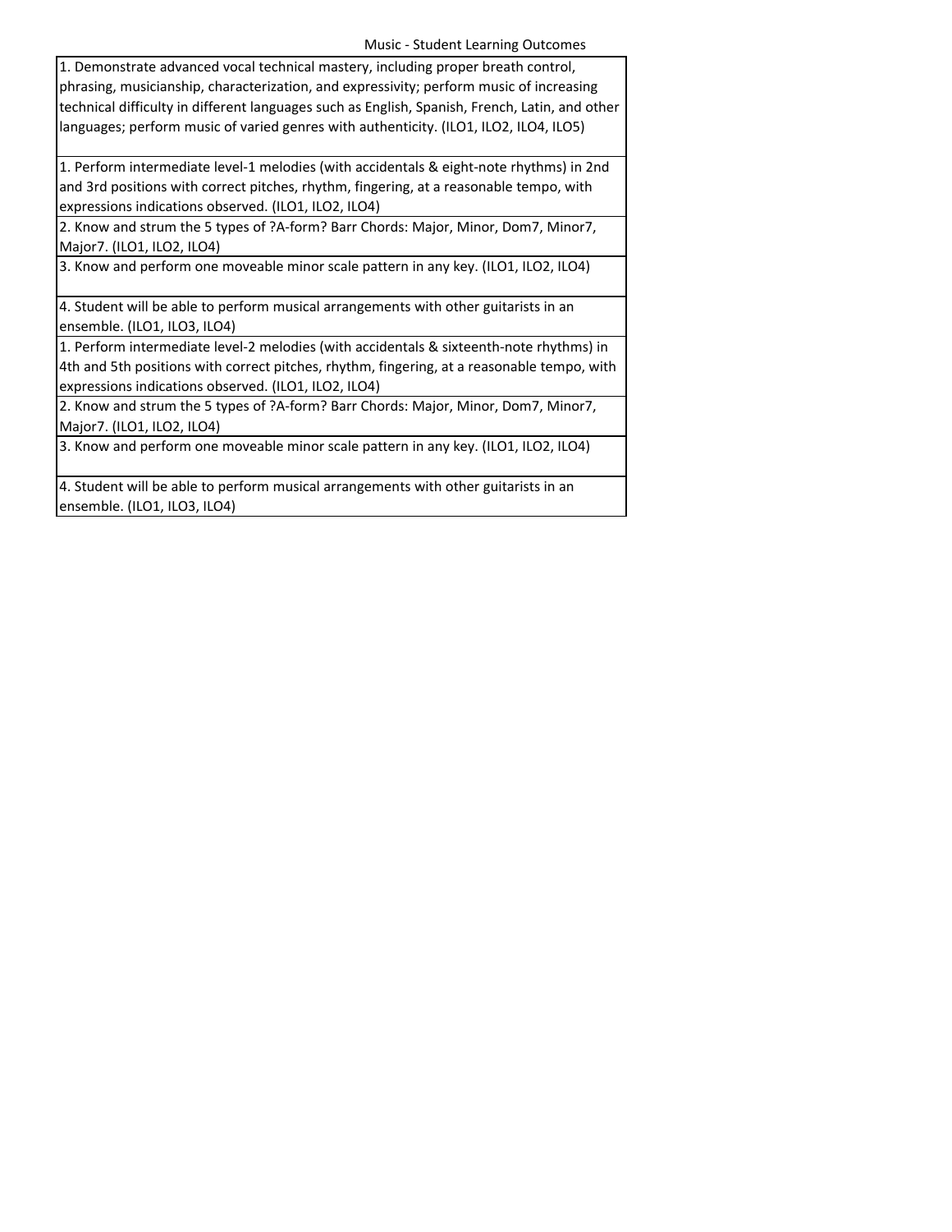Music - Student Learning Outcomes

| |
|---|
| 1. Demonstrate advanced vocal technical mastery, including proper breath control, phrasing, musicianship, characterization, and expressivity; perform music of increasing technical difficulty in different languages such as English, Spanish, French, Latin, and other languages; perform music of varied genres with authenticity. (ILO1, ILO2, ILO4, ILO5) |
| 1. Perform intermediate level-1 melodies (with accidentals & eight-note rhythms) in 2nd and 3rd positions with correct pitches, rhythm, fingering, at a reasonable tempo, with expressions indications observed. (ILO1, ILO2, ILO4) |
| 2. Know and strum the 5 types of ?A-form? Barr Chords: Major, Minor, Dom7, Minor7, Major7. (ILO1, ILO2, ILO4) |
| 3. Know and perform one moveable minor scale pattern in any key. (ILO1, ILO2, ILO4) |
| 4. Student will be able to perform musical arrangements with other guitarists in an ensemble. (ILO1, ILO3, ILO4) |
| 1. Perform intermediate level-2 melodies (with accidentals & sixteenth-note rhythms) in 4th and 5th positions with correct pitches, rhythm, fingering, at a reasonable tempo, with expressions indications observed. (ILO1, ILO2, ILO4) |
| 2. Know and strum the 5 types of ?A-form? Barr Chords: Major, Minor, Dom7, Minor7, Major7. (ILO1, ILO2, ILO4) |
| 3. Know and perform one moveable minor scale pattern in any key. (ILO1, ILO2, ILO4) |
| 4. Student will be able to perform musical arrangements with other guitarists in an ensemble. (ILO1, ILO3, ILO4) |